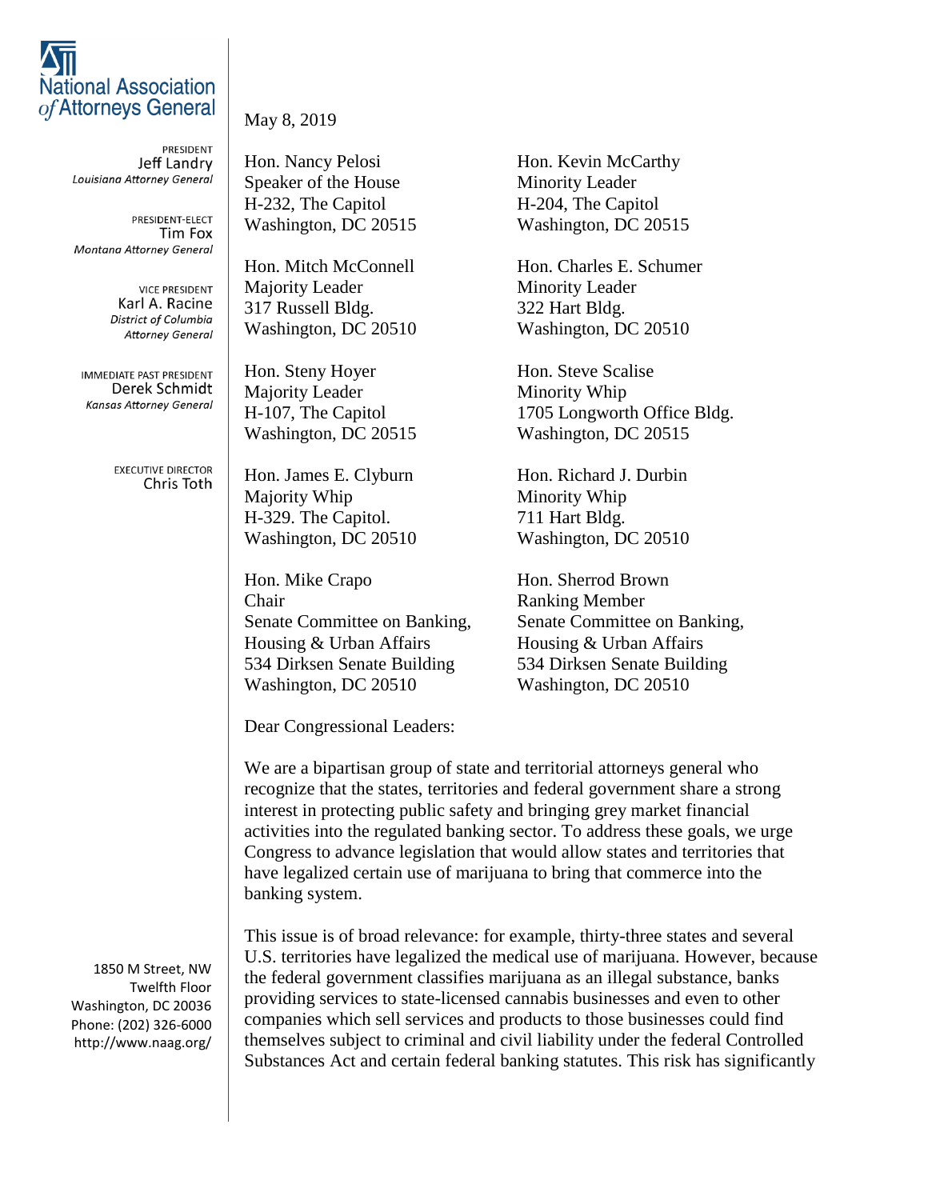**National Association of Attorneys General**

PRESIDENT
Jeff Landry
*Louisiana Attorney General*

PRESIDENT-ELECT
Tim Fox
*Montana Attorney General*

VICE PRESIDENT
Karl A. Racine
*District of Columbia Attorney General*

IMMEDIATE PAST PRESIDENT
Derek Schmidt
*Kansas Attorney General*

EXECUTIVE DIRECTOR
Chris Toth

1850 M Street, NW
Twelfth Floor
Washington, DC 20036
Phone: (202) 326-6000
http://www.naag.org/

May 8, 2019

Hon. Nancy Pelosi
Speaker of the House
H-232, The Capitol
Washington, DC 20515

Hon. Kevin McCarthy
Minority Leader
H-204, The Capitol
Washington, DC 20515

Hon. Mitch McConnell
Majority Leader
317 Russell Bldg.
Washington, DC 20510

Hon. Charles E. Schumer
Minority Leader
322 Hart Bldg.
Washington, DC 20510

Hon. Steny Hoyer
Majority Leader
H-107, The Capitol
Washington, DC 20515

Hon. Steve Scalise
Minority Whip
1705 Longworth Office Bldg.
Washington, DC 20515

Hon. James E. Clyburn
Majority Whip
H-329. The Capitol.
Washington, DC 20510

Hon. Richard J. Durbin
Minority Whip
711 Hart Bldg.
Washington, DC 20510

Hon. Mike Crapo
Chair
Senate Committee on Banking, Housing & Urban Affairs
534 Dirksen Senate Building
Washington, DC 20510

Hon. Sherrod Brown
Ranking Member
Senate Committee on Banking, Housing & Urban Affairs
534 Dirksen Senate Building
Washington, DC 20510

Dear Congressional Leaders:

We are a bipartisan group of state and territorial attorneys general who recognize that the states, territories and federal government share a strong interest in protecting public safety and bringing grey market financial activities into the regulated banking sector. To address these goals, we urge Congress to advance legislation that would allow states and territories that have legalized certain use of marijuana to bring that commerce into the banking system.

This issue is of broad relevance: for example, thirty-three states and several U.S. territories have legalized the medical use of marijuana. However, because the federal government classifies marijuana as an illegal substance, banks providing services to state-licensed cannabis businesses and even to other companies which sell services and products to those businesses could find themselves subject to criminal and civil liability under the federal Controlled Substances Act and certain federal banking statutes. This risk has significantly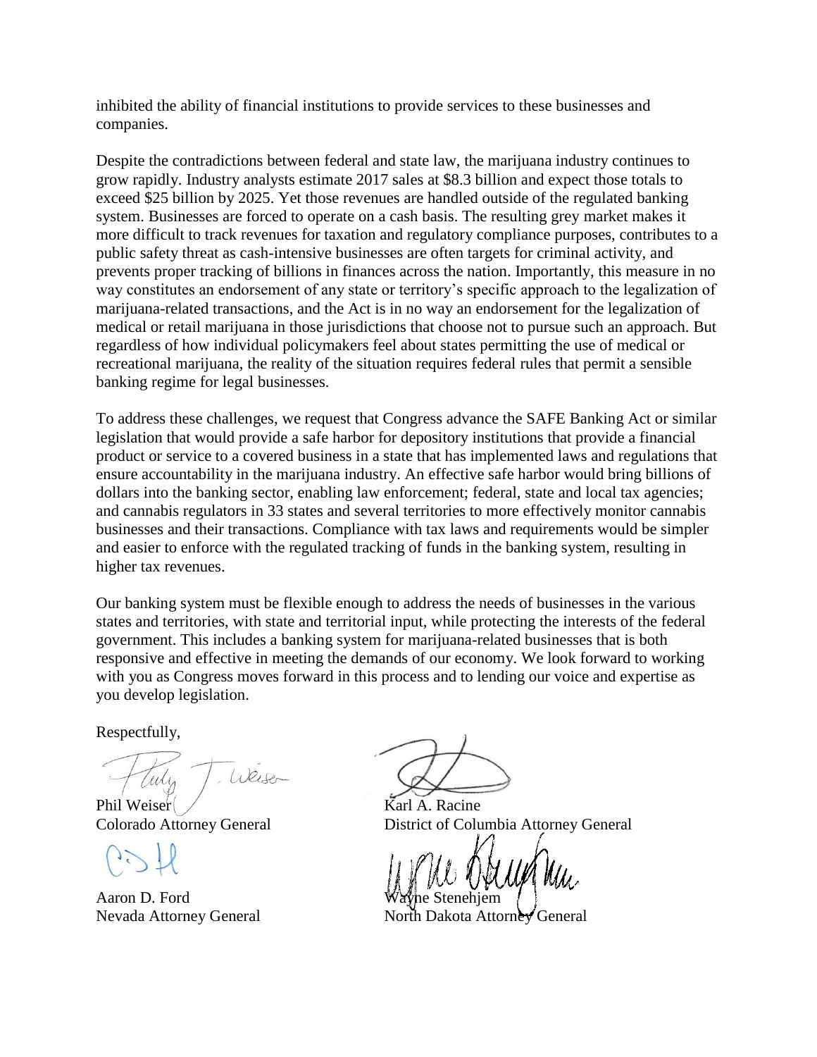inhibited the ability of financial institutions to provide services to these businesses and companies.

Despite the contradictions between federal and state law, the marijuana industry continues to grow rapidly. Industry analysts estimate 2017 sales at $8.3 billion and expect those totals to exceed $25 billion by 2025. Yet those revenues are handled outside of the regulated banking system. Businesses are forced to operate on a cash basis. The resulting grey market makes it more difficult to track revenues for taxation and regulatory compliance purposes, contributes to a public safety threat as cash-intensive businesses are often targets for criminal activity, and prevents proper tracking of billions in finances across the nation. Importantly, this measure in no way constitutes an endorsement of any state or territory's specific approach to the legalization of marijuana-related transactions, and the Act is in no way an endorsement for the legalization of medical or retail marijuana in those jurisdictions that choose not to pursue such an approach. But regardless of how individual policymakers feel about states permitting the use of medical or recreational marijuana, the reality of the situation requires federal rules that permit a sensible banking regime for legal businesses.

To address these challenges, we request that Congress advance the SAFE Banking Act or similar legislation that would provide a safe harbor for depository institutions that provide a financial product or service to a covered business in a state that has implemented laws and regulations that ensure accountability in the marijuana industry. An effective safe harbor would bring billions of dollars into the banking sector, enabling law enforcement; federal, state and local tax agencies; and cannabis regulators in 33 states and several territories to more effectively monitor cannabis businesses and their transactions. Compliance with tax laws and requirements would be simpler and easier to enforce with the regulated tracking of funds in the banking system, resulting in higher tax revenues.

Our banking system must be flexible enough to address the needs of businesses in the various states and territories, with state and territorial input, while protecting the interests of the federal government. This includes a banking system for marijuana-related businesses that is both responsive and effective in meeting the demands of our economy. We look forward to working with you as Congress moves forward in this process and to lending our voice and expertise as you develop legislation.

Respectfully,

Phil Weiser
Colorado Attorney General

Karl A. Racine
District of Columbia Attorney General

Aaron D. Ford
Nevada Attorney General

Wayne Stenehjem
North Dakota Attorney General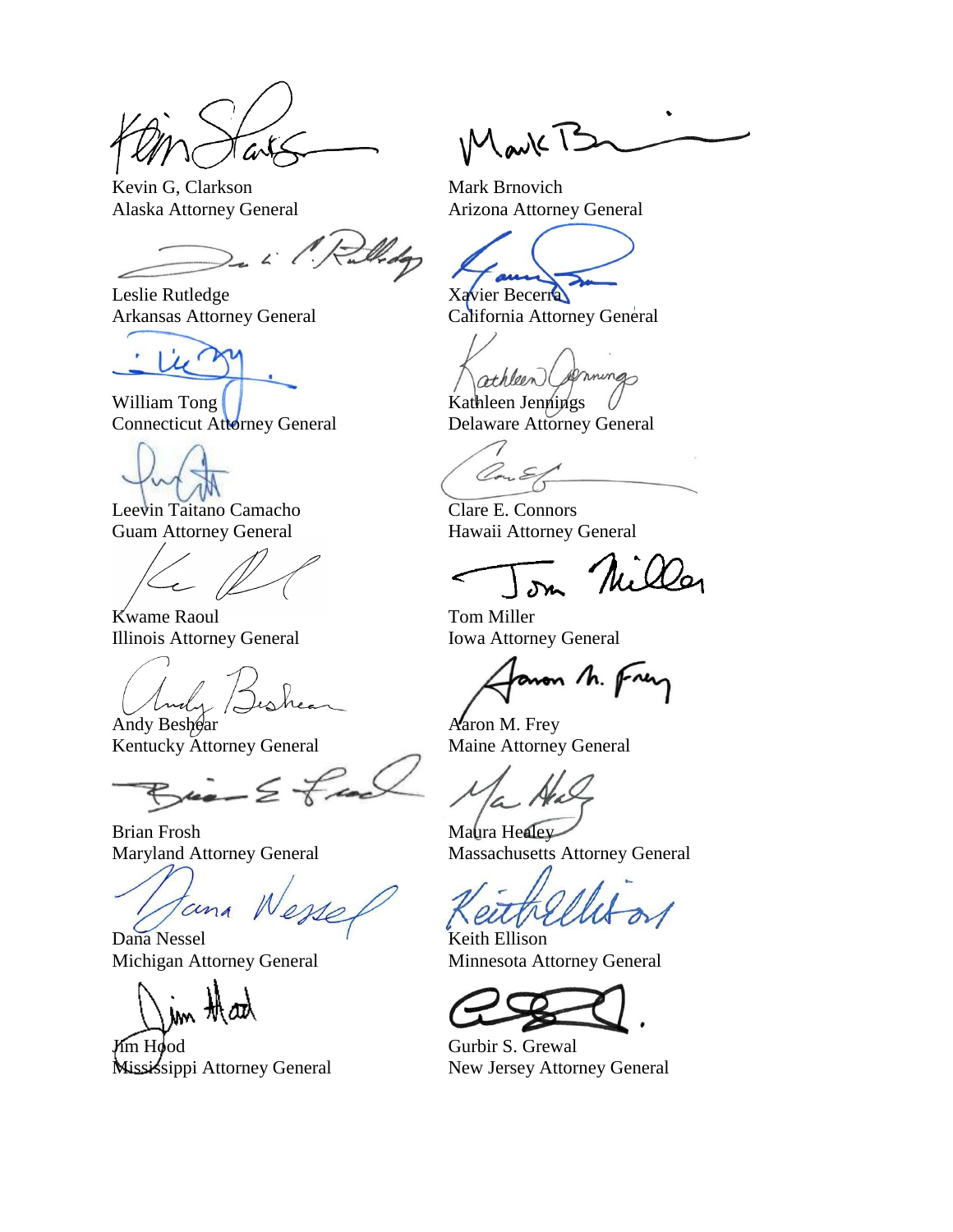Kevin G, Clarkson
Alaska Attorney General

Mark Brnovich
Arizona Attorney General

Leslie Rutledge
Arkansas Attorney General

Xavier Becerra
California Attorney General

William Tong
Connecticut Attorney General

Kathleen Jennings
Delaware Attorney General

Leevin Taitano Camacho
Guam Attorney General

Clare E. Connors
Hawaii Attorney General

Kwame Raoul
Illinois Attorney General

Tom Miller
Iowa Attorney General

Andy Beshear
Kentucky Attorney General

Aaron M. Frey
Maine Attorney General

Brian Frosh
Maryland Attorney General

Maura Healey
Massachusetts Attorney General

Dana Nessel
Michigan Attorney General

Keith Ellison
Minnesota Attorney General

Jim Hood
Mississippi Attorney General

Gurbir S. Grewal
New Jersey Attorney General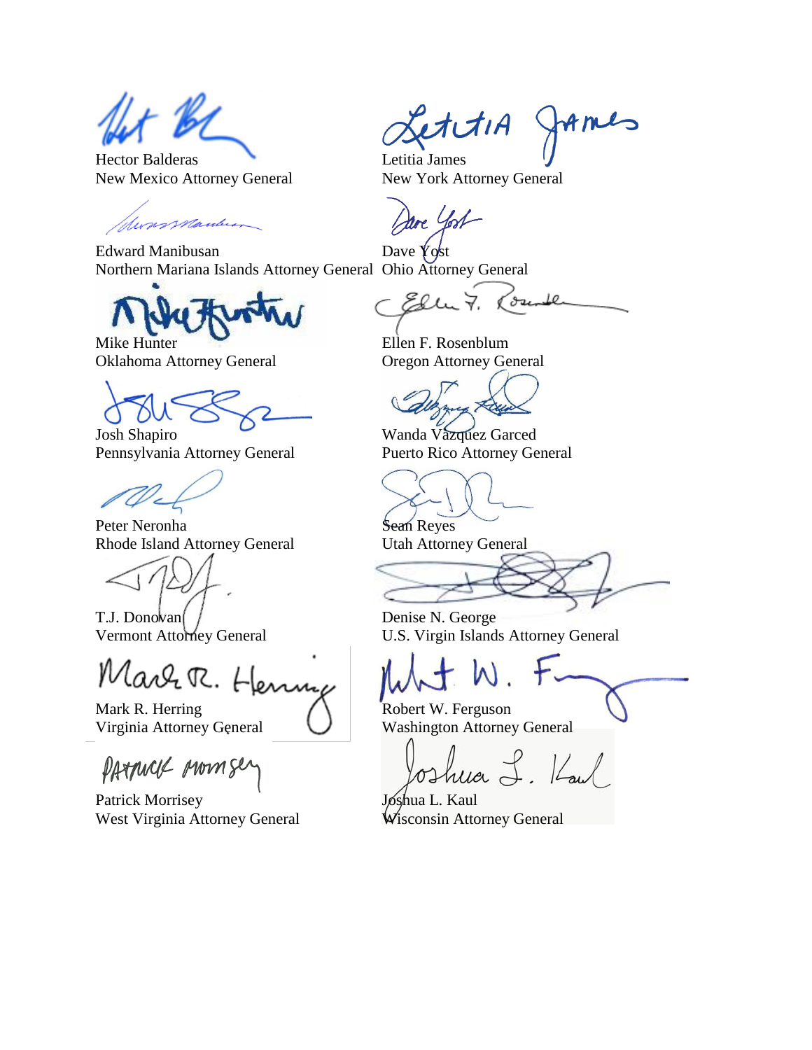Hector Balderas
New Mexico Attorney General

Letitia James
New York Attorney General

Edward Manibusan
Northern Mariana Islands Attorney General

Dave Yost
Ohio Attorney General

Mike Hunter
Oklahoma Attorney General

Ellen F. Rosenblum
Oregon Attorney General

Josh Shapiro
Pennsylvania Attorney General

Wanda Vázquez Garced
Puerto Rico Attorney General

Peter Neronha
Rhode Island Attorney General

Sean Reyes
Utah Attorney General

T.J. Donovan
Vermont Attorney General

Denise N. George
U.S. Virgin Islands Attorney General

Mark R. Herring
Virginia Attorney General

Robert W. Ferguson
Washington Attorney General

Patrick Morrisey
West Virginia Attorney General

Joshua L. Kaul
Wisconsin Attorney General